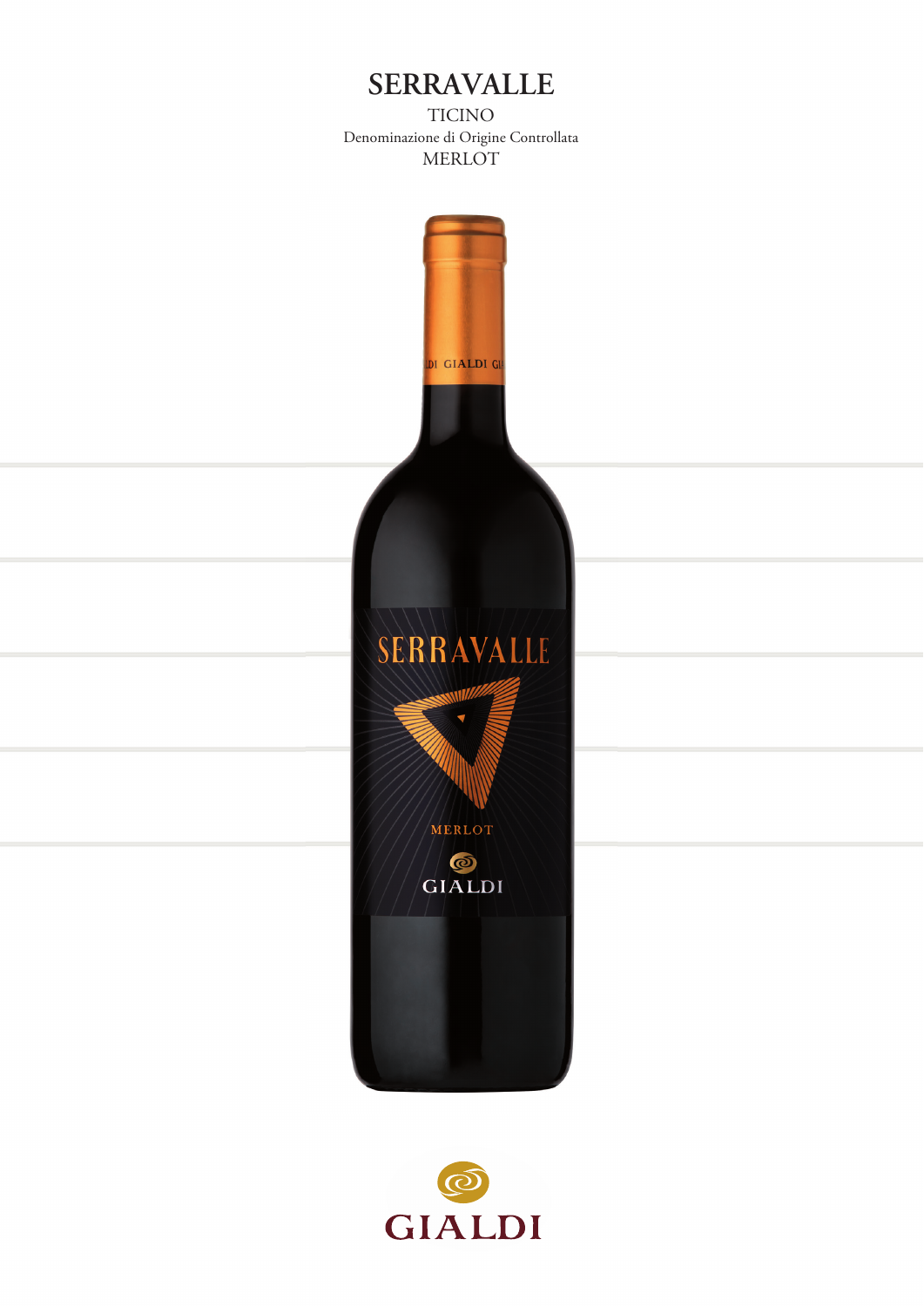# SERRAVALLE

TICINO

Denominazione di Origine Controllata

MERLOT

GIALDI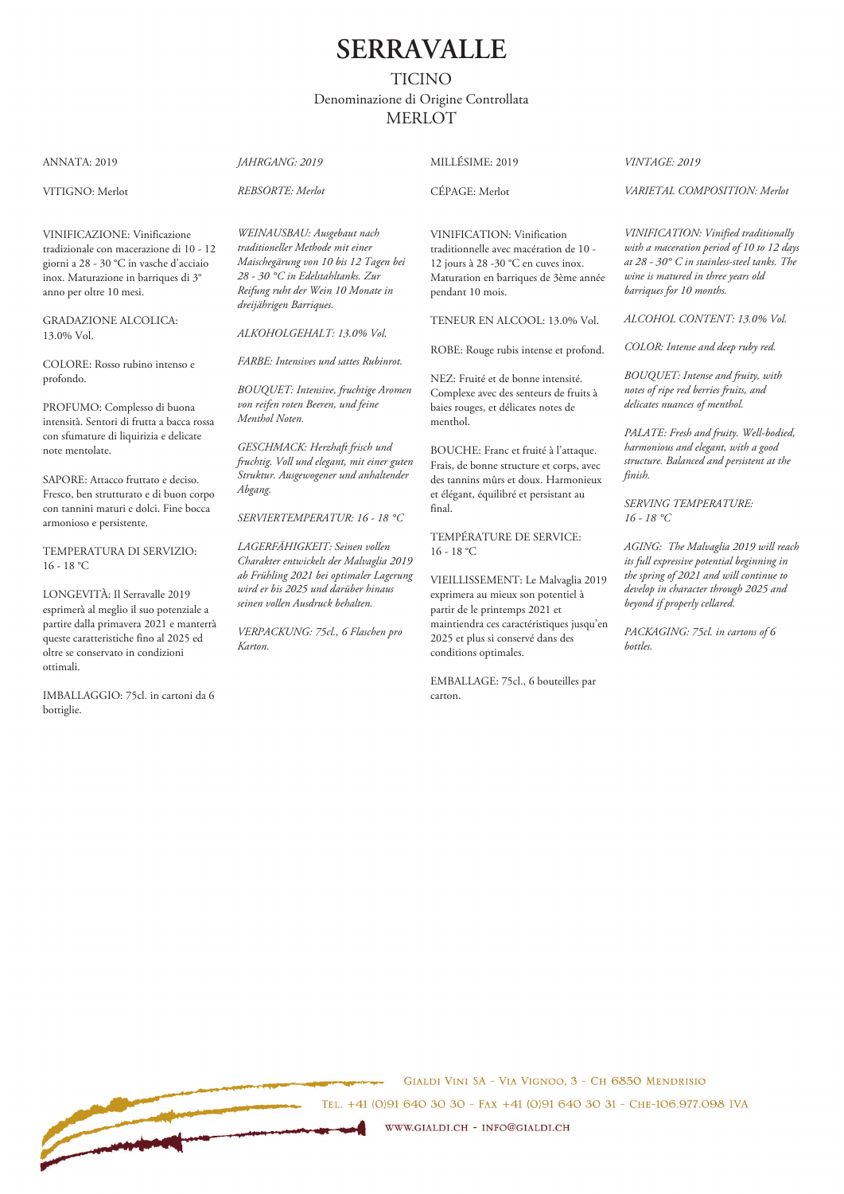# SERRAVALLE

## TICINO

Denominazione di Origine Controllata

## MERLOT

ANNATA: 2019

VITIGNO: Merlot

VINIFICAZIONE: Vinificazione tradizionale con macerazione di 10 - 12 giorni a 28 - 30 °C in vasche d'acciaio inox. Maturazione in barriques di 3° anno per oltre 10 mesi.

GRADAZIONE ALCOLICA: 13.0% Vol.

COLORE: Rosso rubino intenso e profondo.

PROFUMO: Complesso di buona intensità. Sentori di frutta a bacca rossa con sfumature di liquirizia e delicate note mentolate.

SAPORE: Attacco fruttato e deciso. Fresco, ben strutturato e di buon corpo con tannini maturi e dolci. Fine bocca armonioso e persistente.

TEMPERATURA DI SERVIZIO: 16 - 18 °C

LONGEVITÀ: Il Serravalle 2019 esprimerà al meglio il suo potenziale a partire dalla primavera 2021 e manterrà queste caratteristiche fino al 2025 ed oltre se conservato in condizioni ottimali.

IMBALLAGGIO: 75cl. in cartoni da 6 bottiglie.

*JAHRGANG: 2019*

*REBSORTE: Merlot*

*WEINAUSBAU: Ausgebaut nach traditioneller Methode mit einer Maischegärung von 10 bis 12 Tagen bei 28 - 30 °C in Edelstahltanks. Zur Reifung ruht der Wein 10 Monate in dreijährigen Barriques.*

*ALKOHOLGEHALT: 13.0% Vol.*

*FARBE: Intensives und sattes Rubinrot.*

*BOUQUET: Intensive, fruchtige Aromen von reifen roten Beeren, und feine Menthol Noten.*

*GESCHMACK: Herzhaft frisch und fruchtig. Voll und elegant, mit einer guten Struktur. Ausgewogener und anhaltender Abgang.*

*SERVIERTEMPERATUR: 16 - 18 °C*

*LAGERFÄHIGKEIT: Seinen vollen Charakter entwickelt der Malvaglia 2019 ab Frühling 2021 bei optimaler Lagerung wird er bis 2025 und darüber hinaus seinen vollen Ausdruck behalten.*

*VERPACKUNG: 75cl., 6 Flaschen pro Karton.*

MILLÉSIME: 2019

CÉPAGE: Merlot

VINIFICATION: Vinification traditionnelle avec macération de 10 - 12 jours à 28 -30 °C en cuves inox. Maturation en barriques de 3ème année pendant 10 mois.

TENEUR EN ALCOOL: 13.0% Vol.

ROBE: Rouge rubis intense et profond.

NEZ: Fruité et de bonne intensité. Complexe avec des senteurs de fruits à baies rouges, et délicates notes de menthol.

BOUCHE: Franc et fruité à l'attaque. Frais, de bonne structure et corps, avec des tannins mûrs et doux. Harmonieux et élégant, équilibré et persistant au final.

TEMPÉRATURE DE SERVICE: 16 - 18 °C

VIEILLISSEMENT: Le Malvaglia 2019 exprimera au mieux son potentiel à partir de le printemps 2021 et maintiendra ces caractéristiques jusqu'en 2025 et plus si conservé dans des conditions optimales.

EMBALLAGE: 75cl., 6 bouteilles par carton.

*VINTAGE: 2019*

*VARIETAL COMPOSITION: Merlot*

*VINIFICATION: Vinified traditionally with a maceration period of 10 to 12 days at 28 - 30° C in stainless-steel tanks. The wine is matured in three years old barriques for 10 months.*

*ALCOHOL CONTENT: 13.0% Vol.*

*COLOR: Intense and deep ruby red.*

*BOUQUET: Intense and fruity, with notes of ripe red berries fruits, and delicates nuances of menthol.*

*PALATE: Fresh and fruity. Well-bodied, harmonious and elegant, with a good structure. Balanced and persistent at the finish.*

*SERVING TEMPERATURE: 16 - 18 °C*

*AGING: The Malvaglia 2019 will reach its full expressive potential beginning in the spring of 2021 and will continue to develop in character through 2025 and beyond if properly cellared.*

*PACKAGING: 75cl. in cartons of 6 bottles.*

GIALDI VINI SA - VIA VIGNOO, 3 - CH 6850 MENDRISIO

TEL. +41 (0)91 640 30 30 - FAX +41 (0)91 640 30 31 - CHE-106.977.098 IVA

WWW.GIALDI.CH - INFO@GIALDI.CH